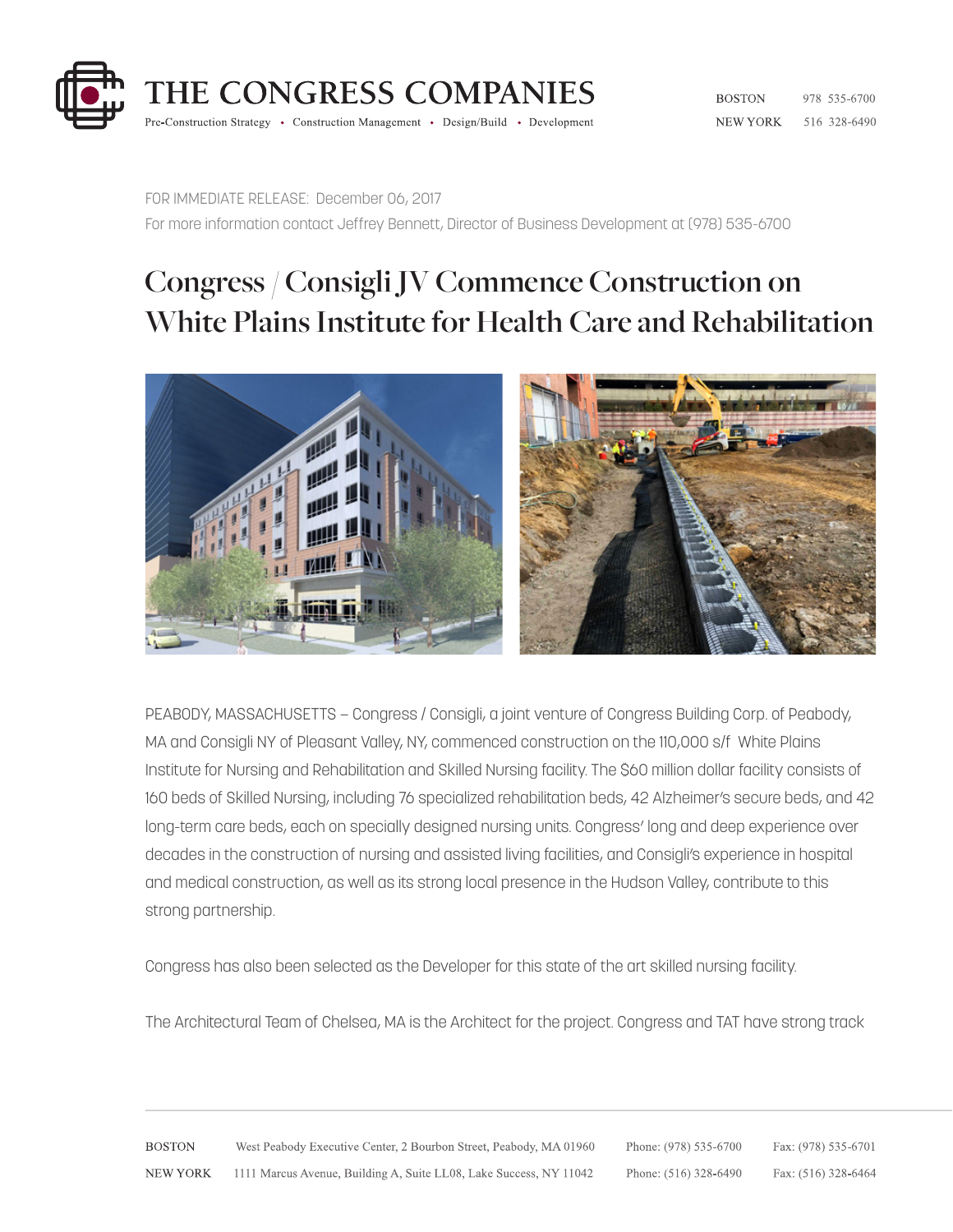# THE CONGRESS COMPANIES

Pre-Construction Strategy • Construction Management • Design/Build • Development

BOSTON 978 535-6700
NEW YORK 516 328-6490

FOR IMMEDIATE RELEASE: December 06, 2017
For more information contact Jeffrey Bennett, Director of Business Development at (978) 535-6700

## Congress / Consigli JV Commence Construction on White Plains Institute for Health Care and Rehabilitation

PEABODY, MASSACHUSETTS – Congress / Consigli, a joint venture of Congress Building Corp. of Peabody, MA and Consigli NY of Pleasant Valley, NY, commenced construction on the 110,000 s/f White Plains Institute for Nursing and Rehabilitation and Skilled Nursing facility. The $60 million dollar facility consists of 160 beds of Skilled Nursing, including 76 specialized rehabilitation beds, 42 Alzheimer's secure beds, and 42 long-term care beds, each on specially designed nursing units. Congress' long and deep experience over decades in the construction of nursing and assisted living facilities, and Consigli's experience in hospital and medical construction, as well as its strong local presence in the Hudson Valley, contribute to this strong partnership.

Congress has also been selected as the Developer for this state of the art skilled nursing facility.

The Architectural Team of Chelsea, MA is the Architect for the project. Congress and TAT have strong track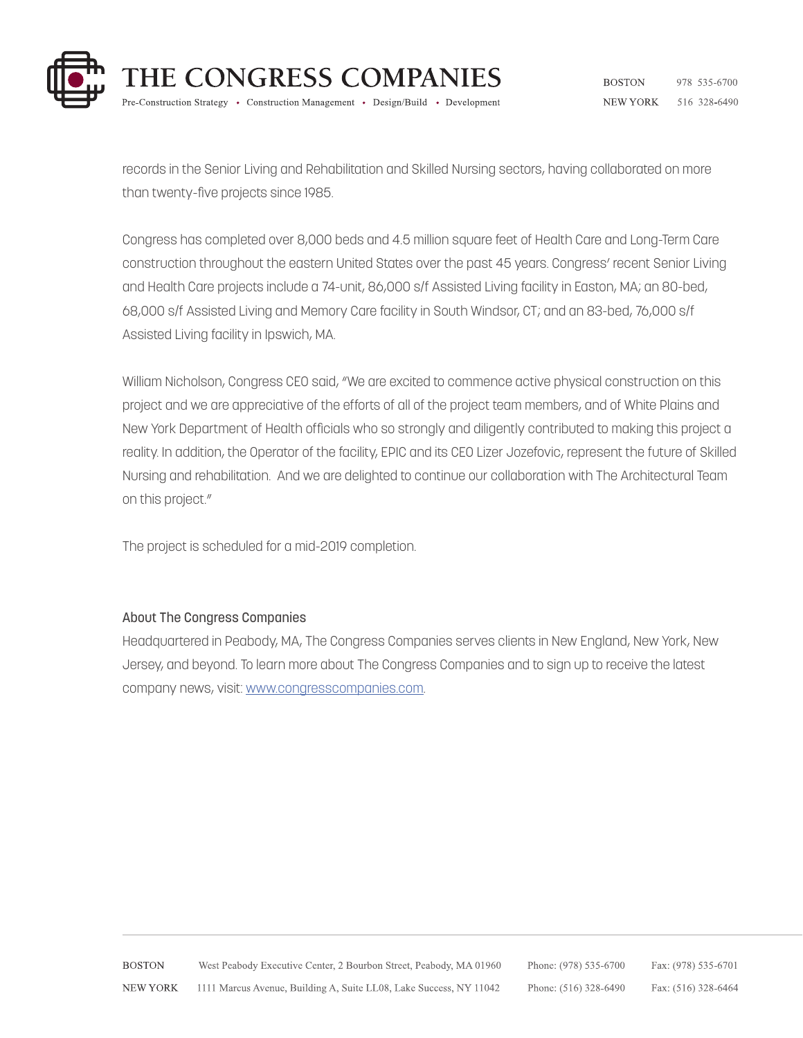records in the Senior Living and Rehabilitation and Skilled Nursing sectors, having collaborated on more than twenty-five projects since 1985.

Congress has completed over 8,000 beds and 4.5 million square feet of Health Care and Long-Term Care construction throughout the eastern United States over the past 45 years. Congress' recent Senior Living and Health Care projects include a 74-unit, 86,000 s/f Assisted Living facility in Easton, MA; an 80-bed, 68,000 s/f Assisted Living and Memory Care facility in South Windsor, CT; and an 83-bed, 76,000 s/f Assisted Living facility in Ipswich, MA.

William Nicholson, Congress CEO said, "We are excited to commence active physical construction on this project and we are appreciative of the efforts of all of the project team members, and of White Plains and New York Department of Health officials who so strongly and diligently contributed to making this project a reality. In addition, the Operator of the facility, EPIC and its CEO Lizer Jozefovic, represent the future of Skilled Nursing and rehabilitation. And we are delighted to continue our collaboration with The Architectural Team on this project."

The project is scheduled for a mid-2019 completion.

### About The Congress Companies

Headquartered in Peabody, MA, The Congress Companies serves clients in New England, New York, New Jersey, and beyond. To learn more about The Congress Companies and to sign up to receive the latest company news, visit: [www.congresscompanies.com](http://www.congresscompanies.com).